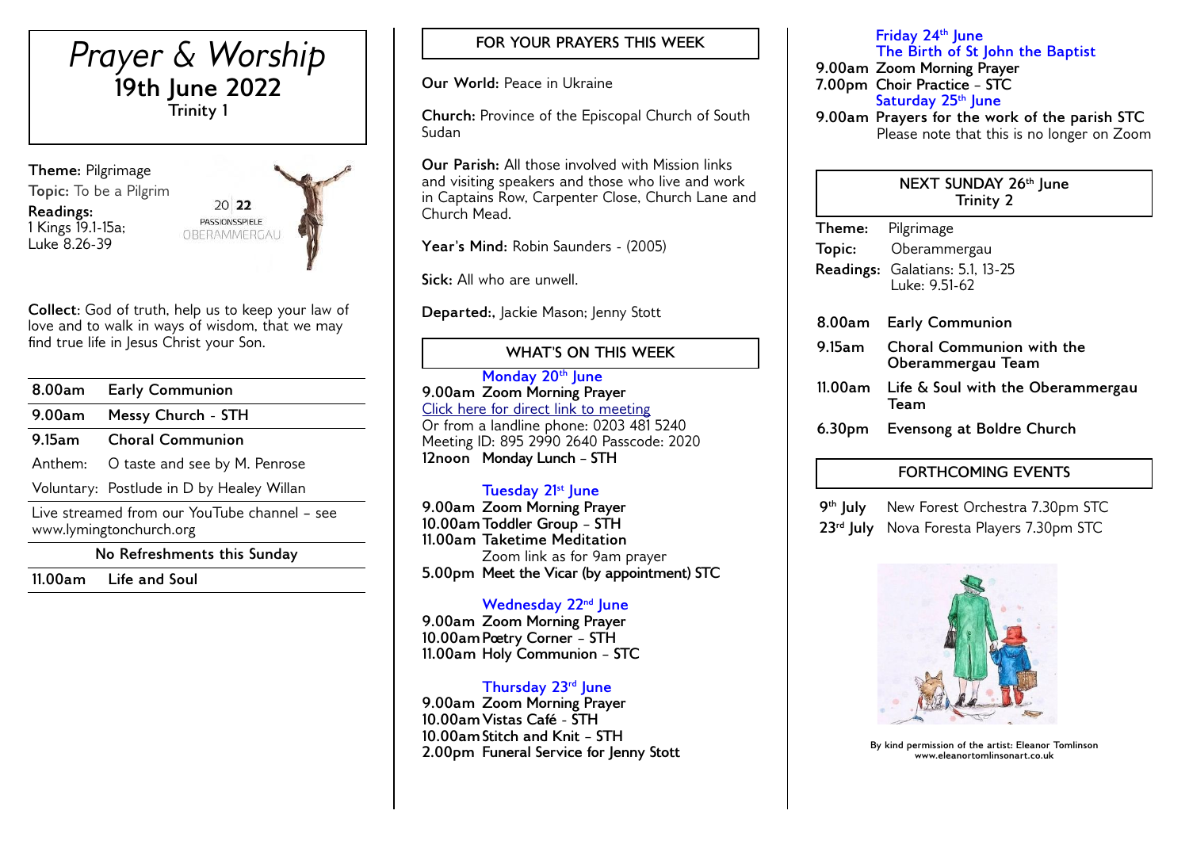# *Prayer & Worship*

## 19th June 2022

**Trinity 1**

**Theme:** Pilgrimage

**Topic:** To be a Pilgrim

**Readings:**
1 Kings 19.1-15a;
Luke 8.26-39

2022 PASSIONSSPIELE OBERAMMERGAU

**Collect**: God of truth, help us to keep your law of love and to walk in ways of wisdom, that we may find true life in Jesus Christ your Son.

| | |
|---|---|
| **8.00am** | **Early Communion** |
| **9.00am** | **Messy Church - STH** |
| **9.15am** | **Choral Communion** |
| Anthem: | O taste and see by M. Penrose |
| Voluntary: | Postlude in D by Healey Willan |
| Live streamed from our YouTube channel – see www.lymingtonchurch.org | |
| **No Refreshments this Sunday** | |
| **11.00am** | **Life and Soul** |

## FOR YOUR PRAYERS THIS WEEK

**Our World:** Peace in Ukraine

**Church:** Province of the Episcopal Church of South Sudan

**Our Parish:** All those involved with Mission links and visiting speakers and those who live and work in Captains Row, Carpenter Close, Church Lane and Church Mead.

**Year's Mind:** Robin Saunders - (2005)

**Sick:** All who are unwell.

**Departed:**, Jackie Mason; Jenny Stott

## WHAT'S ON THIS WEEK

**Monday 20th June**

**9.00am Zoom Morning Prayer**
Click here for direct link to meeting
Or from a landline phone: 0203 481 5240
Meeting ID: 895 2990 2640 Passcode: 2020
**12noon Monday Lunch – STH**

**Tuesday 21st June**

**9.00am Zoom Morning Prayer**
**10.00am Toddler Group – STH**
**11.00am Taketime Meditation**
Zoom link as for 9am prayer
**5.00pm Meet the Vicar (by appointment) STC**

**Wednesday 22nd June**

**9.00am Zoom Morning Prayer**
**10.00am Pœtry Corner – STH**
**11.00am Holy Communion – STC**

**Thursday 23rd June**

**9.00am Zoom Morning Prayer**
**10.00am Vistas Café - STH**
**10.00am Stitch and Knit – STH**
**2.00pm Funeral Service for Jenny Stott**

**Friday 24th June**
**The Birth of St John the Baptist**

**9.00am Zoom Morning Prayer**
**7.00pm Choir Practice – STC**

**Saturday 25th June**

**9.00am Prayers for the work of the parish STC**
Please note that this is no longer on Zoom

## NEXT SUNDAY 26th June
**Trinity 2**

**Theme:** Pilgrimage

**Topic:** Oberammergau

**Readings:** Galatians: 5.1, 13-25
Luke: 9.51-62

| | |
|---|---|
| **8.00am** | **Early Communion** |
| **9.15am** | **Choral Communion with the Oberammergau Team** |
| **11.00am** | **Life & Soul with the Oberammergau Team** |
| **6.30pm** | **Evensong at Boldre Church** |

## FORTHCOMING EVENTS

| | |
|---|---|
| **9th July** | New Forest Orchestra 7.30pm STC |
| **23rd July** | Nova Foresta Players 7.30pm STC |

By kind permission of the artist: Eleanor Tomlinson
www.eleanortomlinsonart.co.uk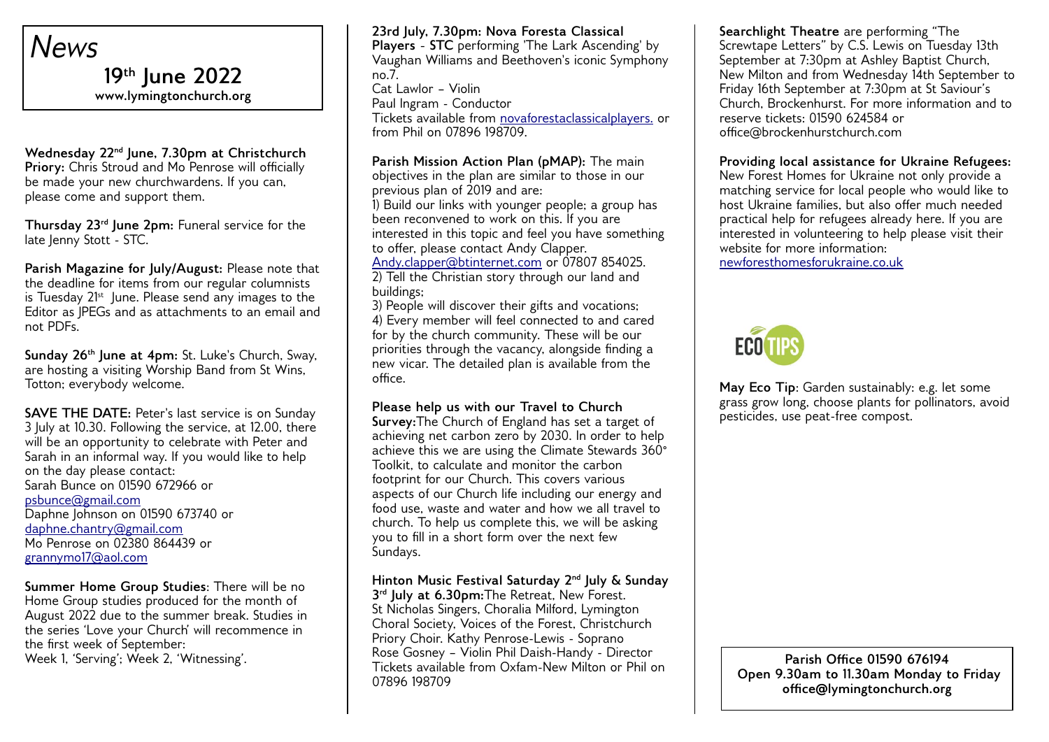# *News*

**19th June 2022**

**www.lymingtonchurch.org**

**Wednesday 22nd June, 7.30pm at Christchurch Priory:** Chris Stroud and Mo Penrose will officially be made your new churchwardens. If you can, please come and support them.

**Thursday 23rd June 2pm:** Funeral service for the late Jenny Stott - STC.

**Parish Magazine for July/August:** Please note that the deadline for items from our regular columnists is Tuesday 21st June. Please send any images to the Editor as JPEGs and as attachments to an email and not PDFs.

**Sunday 26th June at 4pm:** St. Luke's Church, Sway, are hosting a visiting Worship Band from St Wins, Totton; everybody welcome.

**SAVE THE DATE:** Peter's last service is on Sunday 3 July at 10.30. Following the service, at 12.00, there will be an opportunity to celebrate with Peter and Sarah in an informal way. If you would like to help on the day please contact:
Sarah Bunce on 01590 672966 or psbunce@gmail.com
Daphne Johnson on 01590 673740 or daphne.chantry@gmail.com
Mo Penrose on 02380 864439 or grannymo17@aol.com

**Summer Home Group Studies**: There will be no Home Group studies produced for the month of August 2022 due to the summer break. Studies in the series 'Love your Church' will recommence in the first week of September:
Week 1, 'Serving'; Week 2, 'Witnessing'.

**23rd July, 7.30pm: Nova Foresta Classical Players - STC** performing 'The Lark Ascending' by Vaughan Williams and Beethoven's iconic Symphony no.7.
Cat Lawlor – Violin
Paul Ingram - Conductor
Tickets available from novaforestaclassicalplayers. or from Phil on 07896 198709.

**Parish Mission Action Plan (pMAP):** The main objectives in the plan are similar to those in our previous plan of 2019 and are:
1) Build our links with younger people; a group has been reconvened to work on this. If you are interested in this topic and feel you have something to offer, please contact Andy Clapper. Andy.clapper@btinternet.com or 07807 854025.
2) Tell the Christian story through our land and buildings;
3) People will discover their gifts and vocations;
4) Every member will feel connected to and cared for by the church community. These will be our priorities through the vacancy, alongside finding a new vicar. The detailed plan is available from the office.

**Please help us with our Travel to Church Survey:** The Church of England has set a target of achieving net carbon zero by 2030. In order to help achieve this we are using the Climate Stewards 360° Toolkit, to calculate and monitor the carbon footprint for our Church. This covers various aspects of our Church life including our energy and food use, waste and water and how we all travel to church. To help us complete this, we will be asking you to fill in a short form over the next few Sundays.

**Hinton Music Festival Saturday 2nd July & Sunday 3rd July at 6.30pm:** The Retreat, New Forest.
St Nicholas Singers, Choralia Milford, Lymington Choral Society, Voices of the Forest, Christchurch Priory Choir. Kathy Penrose-Lewis - Soprano
Rose Gosney – Violin Phil Daish-Handy - Director
Tickets available from Oxfam-New Milton or Phil on 07896 198709

**Searchlight Theatre** are performing "The Screwtape Letters" by C.S. Lewis on Tuesday 13th September at 7:30pm at Ashley Baptist Church, New Milton and from Wednesday 14th September to Friday 16th September at 7:30pm at St Saviour's Church, Brockenhurst. For more information and to reserve tickets: 01590 624584 or office@brockenhurstchurch.com

**Providing local assistance for Ukraine Refugees:** New Forest Homes for Ukraine not only provide a matching service for local people who would like to host Ukraine families, but also offer much needed practical help for refugees already here. If you are interested in volunteering to help please visit their website for more information:
newforesthomesforukraine.co.uk

ECO TIPS

**May Eco Tip**: Garden sustainably: e.g. let some grass grow long, choose plants for pollinators, avoid pesticides, use peat-free compost.

**Parish Office 01590 676194**
**Open 9.30am to 11.30am Monday to Friday**
**office@lymingtonchurch.org**